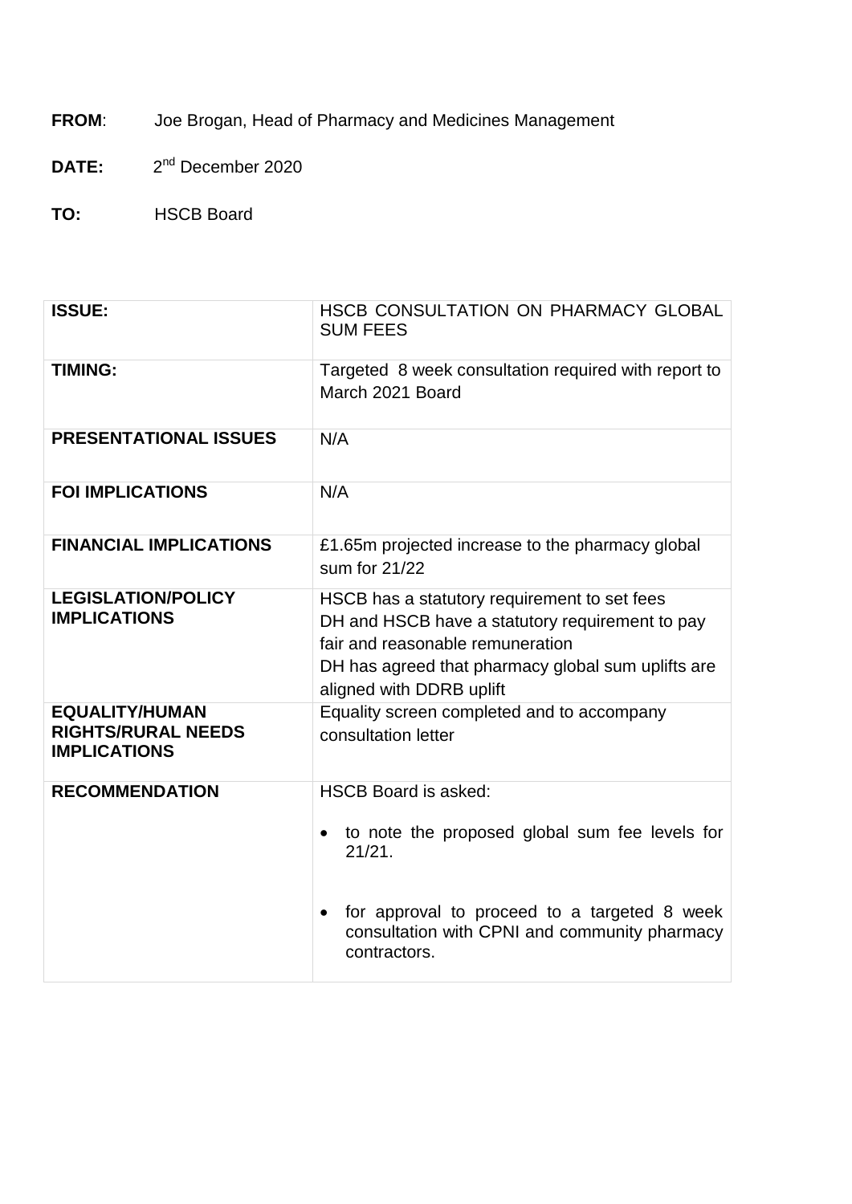**FROM**: Joe Brogan, Head of Pharmacy and Medicines Management

**DATE:** 2nd December 2020

**TO:** HSCB Board

| **ISSUE:** | HSCB CONSULTATION ON PHARMACY GLOBAL SUM FEES |
|---|---|
| **TIMING:** | Targeted 8 week consultation required with report to March 2021 Board |
| **PRESENTATIONAL ISSUES** | N/A |
| **FOI IMPLICATIONS** | N/A |
| **FINANCIAL IMPLICATIONS** | £1.65m projected increase to the pharmacy global sum for 21/22 |
| **LEGISLATION/POLICY IMPLICATIONS** | HSCB has a statutory requirement to set fees<br>DH and HSCB have a statutory requirement to pay fair and reasonable remuneration<br>DH has agreed that pharmacy global sum uplifts are aligned with DDRB uplift |
| **EQUALITY/HUMAN RIGHTS/RURAL NEEDS IMPLICATIONS** | Equality screen completed and to accompany consultation letter |
| **RECOMMENDATION** | HSCB Board is asked:<br>• to note the proposed global sum fee levels for 21/21.<br>• for approval to proceed to a targeted 8 week consultation with CPNI and community pharmacy contractors. |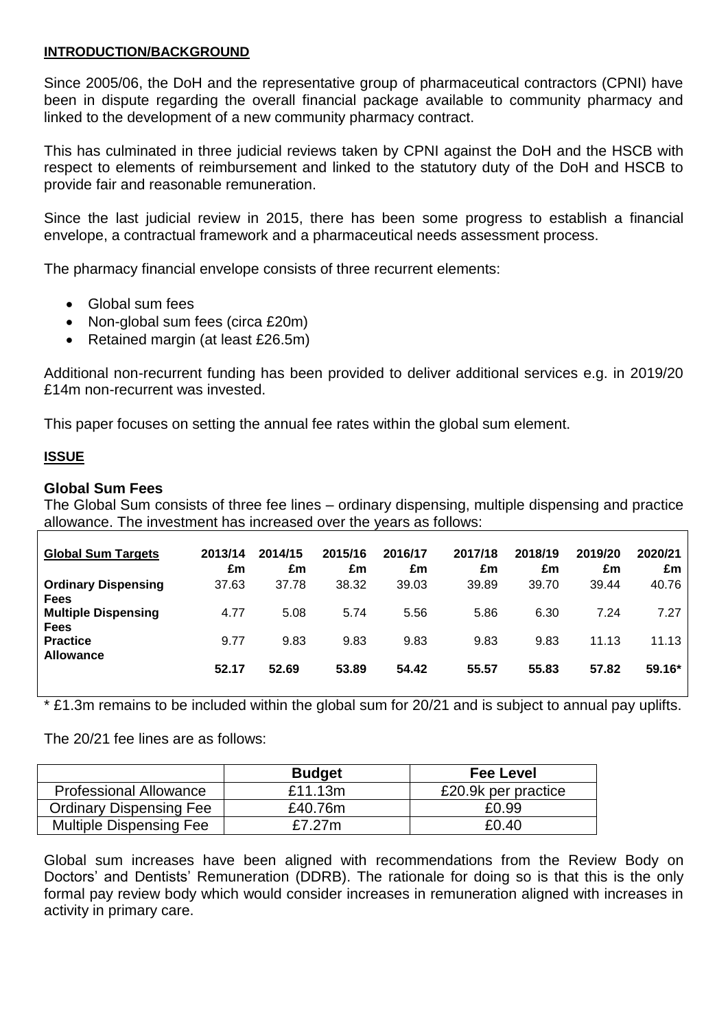**INTRODUCTION/BACKGROUND**

Since 2005/06, the DoH and the representative group of pharmaceutical contractors (CPNI) have been in dispute regarding the overall financial package available to community pharmacy and linked to the development of a new community pharmacy contract.

This has culminated in three judicial reviews taken by CPNI against the DoH and the HSCB with respect to elements of reimbursement and linked to the statutory duty of the DoH and HSCB to provide fair and reasonable remuneration.

Since the last judicial review in 2015, there has been some progress to establish a financial envelope, a contractual framework and a pharmaceutical needs assessment process.

The pharmacy financial envelope consists of three recurrent elements:

- Global sum fees
- Non-global sum fees (circa £20m)
- Retained margin (at least £26.5m)

Additional non-recurrent funding has been provided to deliver additional services e.g. in 2019/20 £14m non-recurrent was invested.

This paper focuses on setting the annual fee rates within the global sum element.

**ISSUE**

### Global Sum Fees

The Global Sum consists of three fee lines – ordinary dispensing, multiple dispensing and practice allowance. The investment has increased over the years as follows:

| Global Sum Targets | 2013/14 £m | 2014/15 £m | 2015/16 £m | 2016/17 £m | 2017/18 £m | 2018/19 £m | 2019/20 £m | 2020/21 £m |
|---|---|---|---|---|---|---|---|---|
| **Ordinary Dispensing Fees** | 37.63 | 37.78 | 38.32 | 39.03 | 39.89 | 39.70 | 39.44 | 40.76 |
| **Multiple Dispensing Fees** | 4.77 | 5.08 | 5.74 | 5.56 | 5.86 | 6.30 | 7.24 | 7.27 |
| **Practice Allowance** | 9.77 | 9.83 | 9.83 | 9.83 | 9.83 | 9.83 | 11.13 | 11.13 |
| | **52.17** | **52.69** | **53.89** | **54.42** | **55.57** | **55.83** | **57.82** | **59.16*** |

\* £1.3m remains to be included within the global sum for 20/21 and is subject to annual pay uplifts.

The 20/21 fee lines are as follows:

| | Budget | Fee Level |
|---|---|---|
| Professional Allowance | £11.13m | £20.9k per practice |
| Ordinary Dispensing Fee | £40.76m | £0.99 |
| Multiple Dispensing Fee | £7.27m | £0.40 |

Global sum increases have been aligned with recommendations from the Review Body on Doctors' and Dentists' Remuneration (DDRB). The rationale for doing so is that this is the only formal pay review body which would consider increases in remuneration aligned with increases in activity in primary care.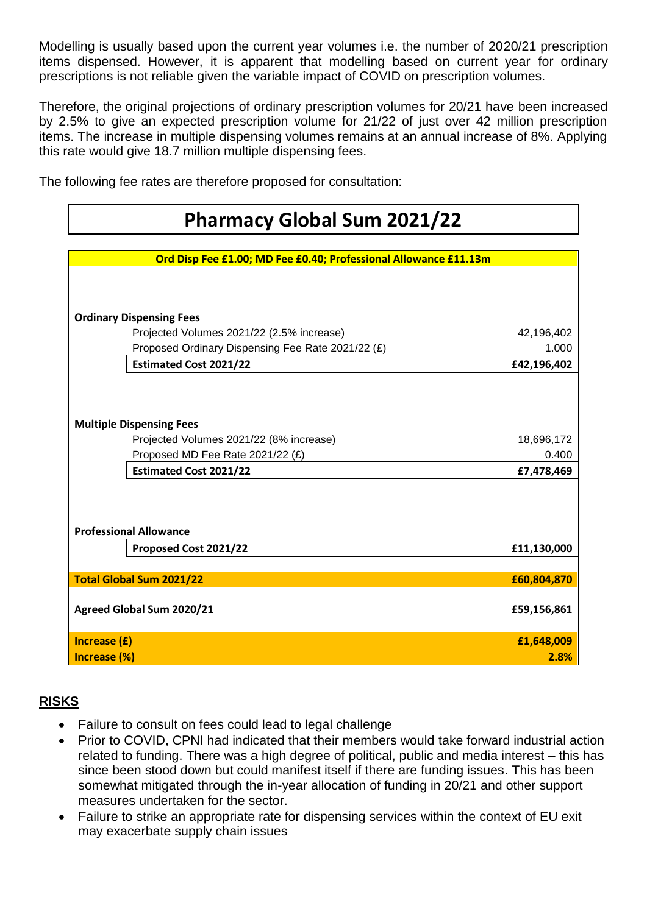Modelling is usually based upon the current year volumes i.e. the number of 2020/21 prescription items dispensed. However, it is apparent that modelling based on current year for ordinary prescriptions is not reliable given the variable impact of COVID on prescription volumes.

Therefore, the original projections of ordinary prescription volumes for 20/21 have been increased by 2.5% to give an expected prescription volume for 21/22 of just over 42 million prescription items. The increase in multiple dispensing volumes remains at an annual increase of 8%. Applying this rate would give 18.7 million multiple dispensing fees.

The following fee rates are therefore proposed for consultation:

## Pharmacy Global Sum 2021/22

| **Ord Disp Fee £1.00; MD Fee £0.40; Professional Allowance £11.13m** | | |
|---|---|---|
| **Ordinary Dispensing Fees** | | |
| | Projected Volumes 2021/22 (2.5% increase) | 42,196,402 |
| | Proposed Ordinary Dispensing Fee Rate 2021/22 (£) | 1.000 |
| | **Estimated Cost 2021/22** | **£42,196,402** |
| **Multiple Dispensing Fees** | | |
| | Projected Volumes 2021/22 (8% increase) | 18,696,172 |
| | Proposed MD Fee Rate 2021/22 (£) | 0.400 |
| | **Estimated Cost 2021/22** | **£7,478,469** |
| **Professional Allowance** | | |
| | **Proposed Cost 2021/22** | **£11,130,000** |
| **Total Global Sum 2021/22** | | **£60,804,870** |
| **Agreed Global Sum 2020/21** | | **£59,156,861** |
| **Increase (£)** | | **£1,648,009** |
| **Increase (%)** | | **2.8%** |

## RISKS

- Failure to consult on fees could lead to legal challenge
- Prior to COVID, CPNI had indicated that their members would take forward industrial action related to funding. There was a high degree of political, public and media interest – this has since been stood down but could manifest itself if there are funding issues. This has been somewhat mitigated through the in-year allocation of funding in 20/21 and other support measures undertaken for the sector.
- Failure to strike an appropriate rate for dispensing services within the context of EU exit may exacerbate supply chain issues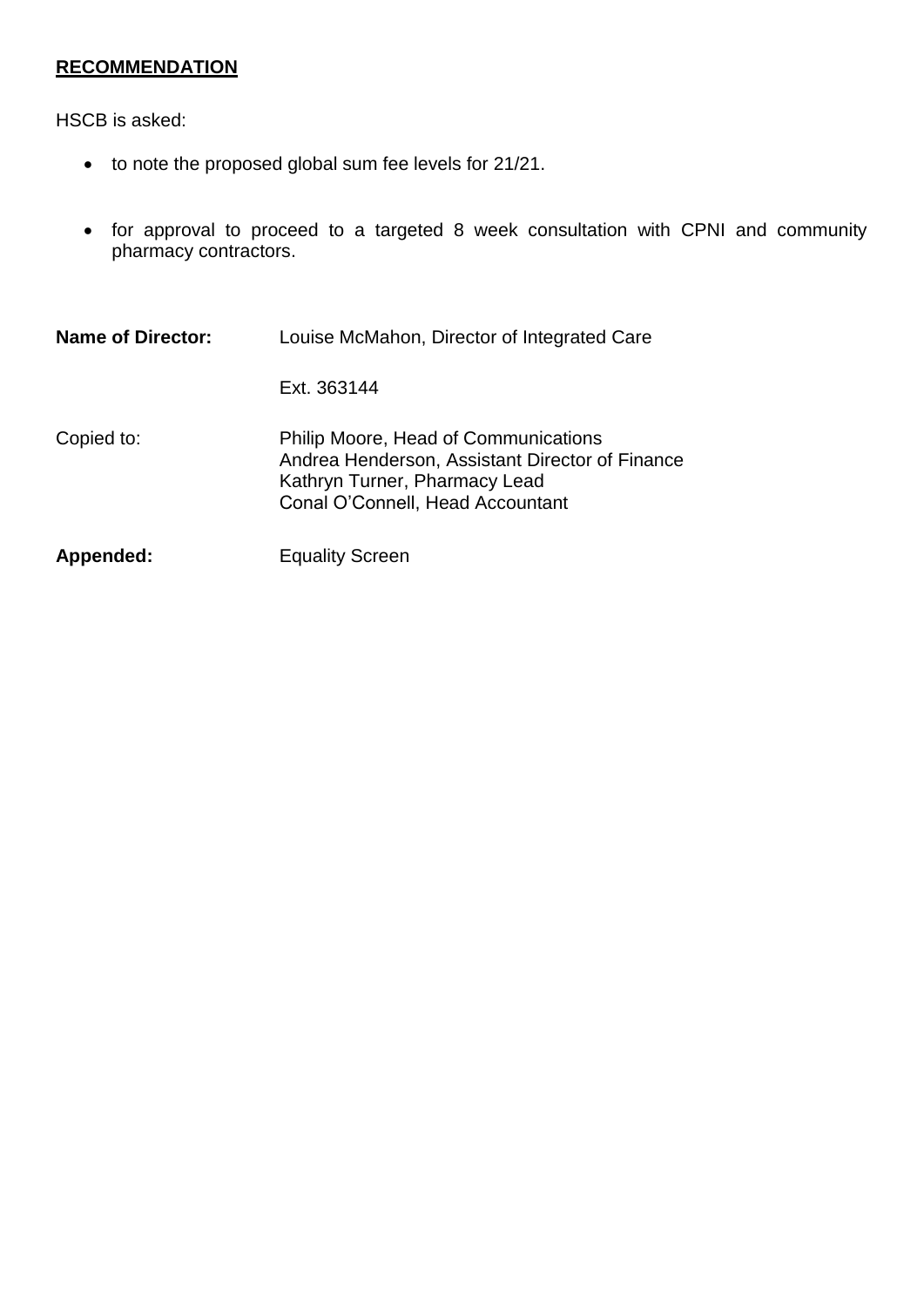**RECOMMENDATION**

HSCB is asked:

- to note the proposed global sum fee levels for 21/21.

- for approval to proceed to a targeted 8 week consultation with CPNI and community pharmacy contractors.

| | |
|---|---|
| **Name of Director:** | Louise McMahon, Director of Integrated Care |
| | Ext. 363144 |
| Copied to: | Philip Moore, Head of Communications<br>Andrea Henderson, Assistant Director of Finance<br>Kathryn Turner, Pharmacy Lead<br>Conal O'Connell, Head Accountant |
| **Appended:** | Equality Screen |